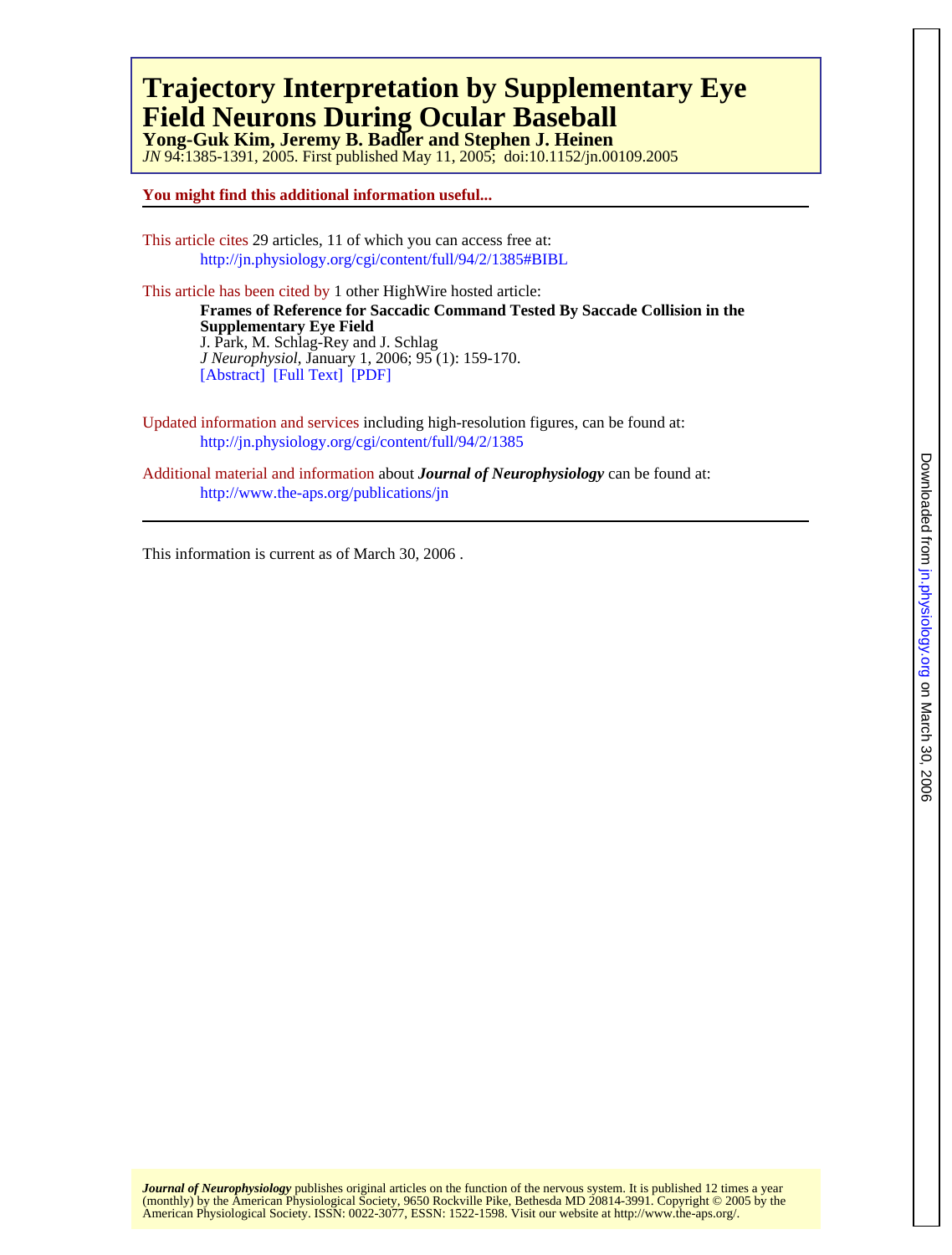# Trajectory Interpretation by Supplementary Eye Field Neurons During Ocular Baseball

**Yong-Guk Kim, Jeremy B. Badler and Stephen J. Heinen**

*JN* 94:1385-1391, 2005. First published May 11, 2005; doi:10.1152/jn.00109.2005

**You might find this additional information useful...**

This article cites 29 articles, 11 of which you can access free at:
http://jn.physiology.org/cgi/content/full/94/2/1385#BIBL

This article has been cited by 1 other HighWire hosted article:

**Frames of Reference for Saccadic Command Tested By Saccade Collision in the Supplementary Eye Field**
J. Park, M. Schlag-Rey and J. Schlag
*J Neurophysiol*, January 1, 2006; 95 (1): 159-170.
[Abstract] [Full Text] [PDF]

Updated information and services including high-resolution figures, can be found at:
http://jn.physiology.org/cgi/content/full/94/2/1385

Additional material and information about ***Journal of Neurophysiology*** can be found at:
http://www.the-aps.org/publications/jn

This information is current as of March 30, 2006 .

***Journal of Neurophysiology*** publishes original articles on the function of the nervous system. It is published 12 times a year (monthly) by the American Physiological Society, 9650 Rockville Pike, Bethesda MD 20814-3991. Copyright © 2005 by the American Physiological Society. ISSN: 0022-3077, ESSN: 1522-1598. Visit our website at http://www.the-aps.org/.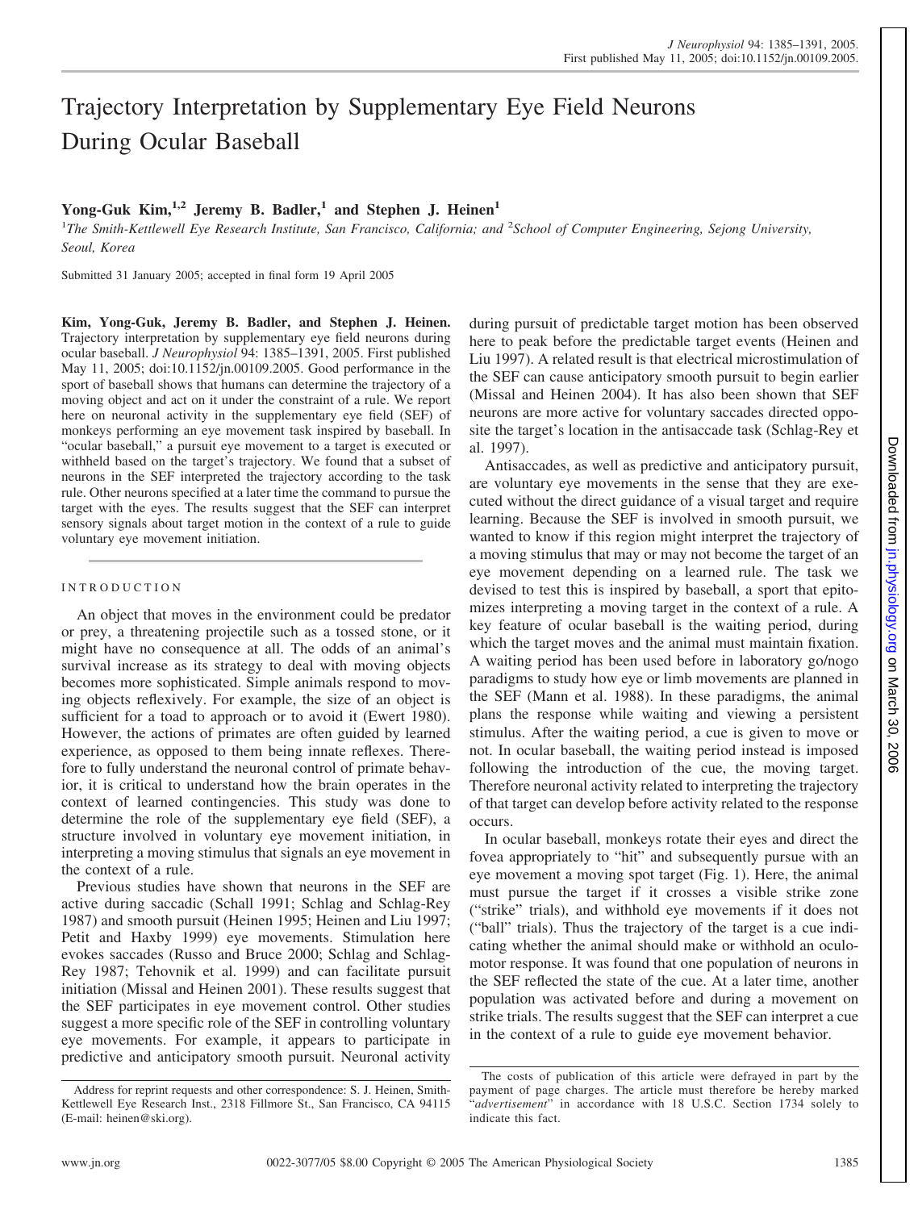# Trajectory Interpretation by Supplementary Eye Field Neurons During Ocular Baseball

**Yong-Guk Kim,[1,2] Jeremy B. Badler,[1] and Stephen J. Heinen[1]**

[1]The Smith-Kettlewell Eye Research Institute, San Francisco, California; and [2]School of Computer Engineering, Sejong University, Seoul, Korea

Submitted 31 January 2005; accepted in final form 19 April 2005

**Kim, Yong-Guk, Jeremy B. Badler, and Stephen J. Heinen.** Trajectory interpretation by supplementary eye field neurons during ocular baseball. *J Neurophysiol* 94: 1385–1391, 2005. First published May 11, 2005; doi:10.1152/jn.00109.2005. Good performance in the sport of baseball shows that humans can determine the trajectory of a moving object and act on it under the constraint of a rule. We report here on neuronal activity in the supplementary eye field (SEF) of monkeys performing an eye movement task inspired by baseball. In "ocular baseball," a pursuit eye movement to a target is executed or withheld based on the target's trajectory. We found that a subset of neurons in the SEF interpreted the trajectory according to the task rule. Other neurons specified at a later time the command to pursue the target with the eyes. The results suggest that the SEF can interpret sensory signals about target motion in the context of a rule to guide voluntary eye movement initiation.

## INTRODUCTION

An object that moves in the environment could be predator or prey, a threatening projectile such as a tossed stone, or it might have no consequence at all. The odds of an animal's survival increase as its strategy to deal with moving objects becomes more sophisticated. Simple animals respond to moving objects reflexively. For example, the size of an object is sufficient for a toad to approach or to avoid it (Ewert 1980). However, the actions of primates are often guided by learned experience, as opposed to them being innate reflexes. Therefore to fully understand the neuronal control of primate behavior, it is critical to understand how the brain operates in the context of learned contingencies. This study was done to determine the role of the supplementary eye field (SEF), a structure involved in voluntary eye movement initiation, in interpreting a moving stimulus that signals an eye movement in the context of a rule.

Previous studies have shown that neurons in the SEF are active during saccadic (Schall 1991; Schlag and Schlag-Rey 1987) and smooth pursuit (Heinen 1995; Heinen and Liu 1997; Petit and Haxby 1999) eye movements. Stimulation here evokes saccades (Russo and Bruce 2000; Schlag and Schlag-Rey 1987; Tehovnik et al. 1999) and can facilitate pursuit initiation (Missal and Heinen 2001). These results suggest that the SEF participates in eye movement control. Other studies suggest a more specific role of the SEF in controlling voluntary eye movements. For example, it appears to participate in predictive and anticipatory smooth pursuit. Neuronal activity during pursuit of predictable target motion has been observed here to peak before the predictable target events (Heinen and Liu 1997). A related result is that electrical microstimulation of the SEF can cause anticipatory smooth pursuit to begin earlier (Missal and Heinen 2004). It has also been shown that SEF neurons are more active for voluntary saccades directed opposite the target's location in the antisaccade task (Schlag-Rey et al. 1997).

Antisaccades, as well as predictive and anticipatory pursuit, are voluntary eye movements in the sense that they are executed without the direct guidance of a visual target and require learning. Because the SEF is involved in smooth pursuit, we wanted to know if this region might interpret the trajectory of a moving stimulus that may or may not become the target of an eye movement depending on a learned rule. The task we devised to test this is inspired by baseball, a sport that epitomizes interpreting a moving target in the context of a rule. A key feature of ocular baseball is the waiting period, during which the target moves and the animal must maintain fixation. A waiting period has been used before in laboratory go/nogo paradigms to study how eye or limb movements are planned in the SEF (Mann et al. 1988). In these paradigms, the animal plans the response while waiting and viewing a persistent stimulus. After the waiting period, a cue is given to move or not. In ocular baseball, the waiting period instead is imposed following the introduction of the cue, the moving target. Therefore neuronal activity related to interpreting the trajectory of that target can develop before activity related to the response occurs.

In ocular baseball, monkeys rotate their eyes and direct the fovea appropriately to "hit" and subsequently pursue with an eye movement a moving spot target (Fig. 1). Here, the animal must pursue the target if it crosses a visible strike zone ("strike" trials), and withhold eye movements if it does not ("ball" trials). Thus the trajectory of the target is a cue indicating whether the animal should make or withhold an oculomotor response. It was found that one population of neurons in the SEF reflected the state of the cue. At a later time, another population was activated before and during a movement on strike trials. The results suggest that the SEF can interpret a cue in the context of a rule to guide eye movement behavior.

Address for reprint requests and other correspondence: S. J. Heinen, Smith-Kettlewell Eye Research Inst., 2318 Fillmore St., San Francisco, CA 94115 (E-mail: heinen@ski.org).

The costs of publication of this article were defrayed in part by the payment of page charges. The article must therefore be hereby marked "*advertisement*" in accordance with 18 U.S.C. Section 1734 solely to indicate this fact.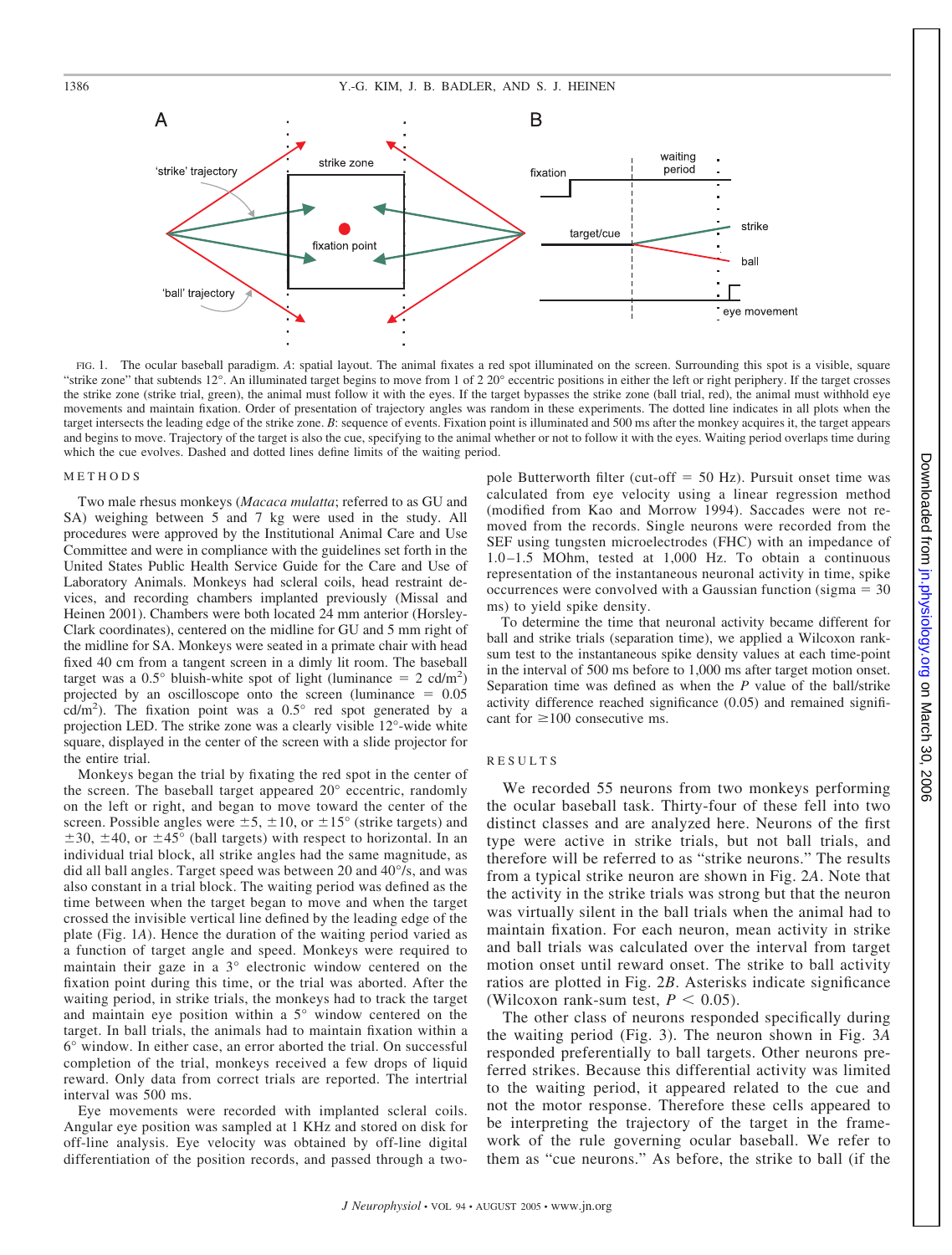FIG. 1. The ocular baseball paradigm. *A*: spatial layout. The animal fixates a red spot illuminated on the screen. Surrounding this spot is a visible, square "strike zone" that subtends 12°. An illuminated target begins to move from 1 of 2 20° eccentric positions in either the left or right periphery. If the target crosses the strike zone (strike trial, green), the animal must follow it with the eyes. If the target bypasses the strike zone (ball trial, red), the animal must withhold eye movements and maintain fixation. Order of presentation of trajectory angles was random in these experiments. The dotted line indicates in all plots when the target intersects the leading edge of the strike zone. *B*: sequence of events. Fixation point is illuminated and 500 ms after the monkey acquires it, the target appears and begins to move. Trajectory of the target is also the cue, specifying to the animal whether or not to follow it with the eyes. Waiting period overlaps time during which the cue evolves. Dashed and dotted lines define limits of the waiting period.

## METHODS

Two male rhesus monkeys (*Macaca mulatta*; referred to as GU and SA) weighing between 5 and 7 kg were used in the study. All procedures were approved by the Institutional Animal Care and Use Committee and were in compliance with the guidelines set forth in the United States Public Health Service Guide for the Care and Use of Laboratory Animals. Monkeys had scleral coils, head restraint devices, and recording chambers implanted previously (Missal and Heinen 2001). Chambers were both located 24 mm anterior (Horsley-Clark coordinates), centered on the midline for GU and 5 mm right of the midline for SA. Monkeys were seated in a primate chair with head fixed 40 cm from a tangent screen in a dimly lit room. The baseball target was a 0.5° bluish-white spot of light (luminance = 2 cd/m$^2$) projected by an oscilloscope onto the screen (luminance = 0.05 cd/m$^2$). The fixation point was a 0.5° red spot generated by a projection LED. The strike zone was a clearly visible 12°-wide white square, displayed in the center of the screen with a slide projector for the entire trial.

Monkeys began the trial by fixating the red spot in the center of the screen. The baseball target appeared 20° eccentric, randomly on the left or right, and began to move toward the center of the screen. Possible angles were ±5, ±10, or ±15° (strike targets) and ±30, ±40, or ±45° (ball targets) with respect to horizontal. In an individual trial block, all strike angles had the same magnitude, as did all ball angles. Target speed was between 20 and 40°/s, and was also constant in a trial block. The waiting period was defined as the time between when the target began to move and when the target crossed the invisible vertical line defined by the leading edge of the plate (Fig. 1*A*). Hence the duration of the waiting period varied as a function of target angle and speed. Monkeys were required to maintain their gaze in a 3° electronic window centered on the fixation point during this time, or the trial was aborted. After the waiting period, in strike trials, the monkeys had to track the target and maintain eye position within a 5° window centered on the target. In ball trials, the animals had to maintain fixation within a 6° window. In either case, an error aborted the trial. On successful completion of the trial, monkeys received a few drops of liquid reward. Only data from correct trials are reported. The intertrial interval was 500 ms.

Eye movements were recorded with implanted scleral coils. Angular eye position was sampled at 1 KHz and stored on disk for off-line analysis. Eye velocity was obtained by off-line digital differentiation of the position records, and passed through a two-pole Butterworth filter (cut-off = 50 Hz). Pursuit onset time was calculated from eye velocity using a linear regression method (modified from Kao and Morrow 1994). Saccades were not removed from the records. Single neurons were recorded from the SEF using tungsten microelectrodes (FHC) with an impedance of 1.0–1.5 MOhm, tested at 1,000 Hz. To obtain a continuous representation of the instantaneous neuronal activity in time, spike occurrences were convolved with a Gaussian function (sigma = 30 ms) to yield spike density.

To determine the time that neuronal activity became different for ball and strike trials (separation time), we applied a Wilcoxon rank-sum test to the instantaneous spike density values at each time-point in the interval of 500 ms before to 1,000 ms after target motion onset. Separation time was defined as when the *P* value of the ball/strike activity difference reached significance (0.05) and remained significant for ≥100 consecutive ms.

## RESULTS

We recorded 55 neurons from two monkeys performing the ocular baseball task. Thirty-four of these fell into two distinct classes and are analyzed here. Neurons of the first type were active in strike trials, but not ball trials, and therefore will be referred to as "strike neurons." The results from a typical strike neuron are shown in Fig. 2*A*. Note that the activity in the strike trials was strong but that the neuron was virtually silent in the ball trials when the animal had to maintain fixation. For each neuron, mean activity in strike and ball trials was calculated over the interval from target motion onset until reward onset. The strike to ball activity ratios are plotted in Fig. 2*B*. Asterisks indicate significance (Wilcoxon rank-sum test, $P < 0.05$).

The other class of neurons responded specifically during the waiting period (Fig. 3). The neuron shown in Fig. 3*A* responded preferentially to ball targets. Other neurons preferred strikes. Because this differential activity was limited to the waiting period, it appeared related to the cue and not the motor response. Therefore these cells appeared to be interpreting the trajectory of the target in the framework of the rule governing ocular baseball. We refer to them as "cue neurons." As before, the strike to ball (if the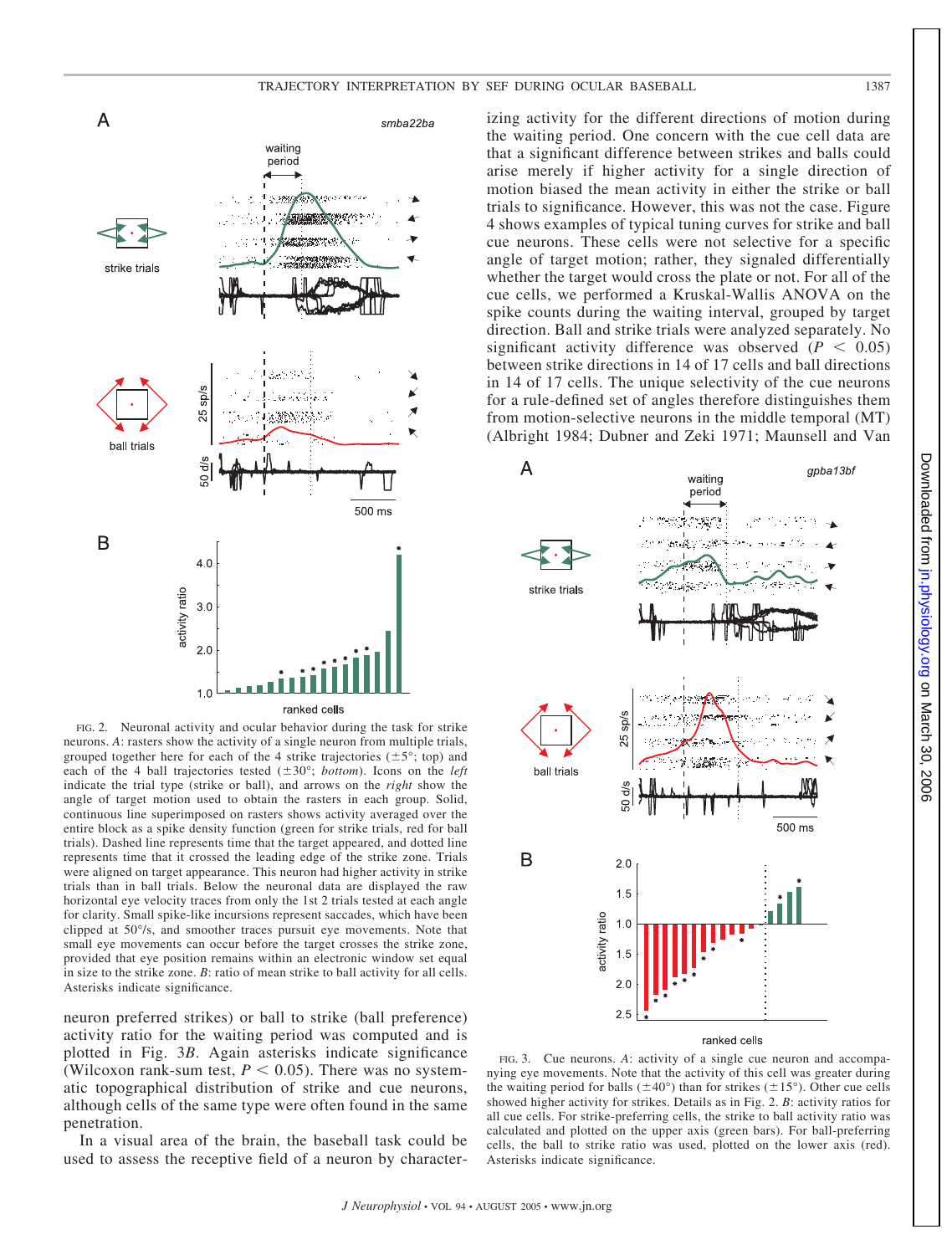FIG. 2. Neuronal activity and ocular behavior during the task for strike neurons. *A*: rasters show the activity of a single neuron from multiple trials, grouped together here for each of the 4 strike trajectories (±5°; top) and each of the 4 ball trajectories tested (±30°; *bottom*). Icons on the *left* indicate the trial type (strike or ball), and arrows on the *right* show the angle of target motion used to obtain the rasters in each group. Solid, continuous line superimposed on rasters shows activity averaged over the entire block as a spike density function (green for strike trials, red for ball trials). Dashed line represents time that the target appeared, and dotted line represents time that it crossed the leading edge of the strike zone. Trials were aligned on target appearance. This neuron had higher activity in strike trials than in ball trials. Below the neuronal data are displayed the raw horizontal eye velocity traces from only the 1st 2 trials tested at each angle for clarity. Small spike-like incursions represent saccades, which have been clipped at 50°/s, and smoother traces pursuit eye movements. Note that small eye movements can occur before the target crosses the strike zone, provided that eye position remains within an electronic window set equal in size to the strike zone. *B*: ratio of mean strike to ball activity for all cells. Asterisks indicate significance.

neuron preferred strikes) or ball to strike (ball preference) activity ratio for the waiting period was computed and is plotted in Fig. 3*B*. Again asterisks indicate significance (Wilcoxon rank-sum test, $P < 0.05$). There was no systematic topographical distribution of strike and cue neurons, although cells of the same type were often found in the same penetration.

In a visual area of the brain, the baseball task could be used to assess the receptive field of a neuron by characterizing activity for the different directions of motion during the waiting period. One concern with the cue cell data are that a significant difference between strikes and balls could arise merely if higher activity for a single direction of motion biased the mean activity in either the strike or ball trials to significance. However, this was not the case. Figure 4 shows examples of typical tuning curves for strike and ball cue neurons. These cells were not selective for a specific angle of target motion; rather, they signaled differentially whether the target would cross the plate or not. For all of the cue cells, we performed a Kruskal-Wallis ANOVA on the spike counts during the waiting interval, grouped by target direction. Ball and strike trials were analyzed separately. No significant activity difference was observed ($P < 0.05$) between strike directions in 14 of 17 cells and ball directions in 14 of 17 cells. The unique selectivity of the cue neurons for a rule-defined set of angles therefore distinguishes them from motion-selective neurons in the middle temporal (MT) (Albright 1984; Dubner and Zeki 1971; Maunsell and Van

FIG. 3. Cue neurons. *A*: activity of a single cue neuron and accompanying eye movements. Note that the activity of this cell was greater during the waiting period for balls (±40°) than for strikes (±15°). Other cue cells showed higher activity for strikes. Details as in Fig. 2. *B*: activity ratios for all cue cells. For strike-preferring cells, the strike to ball activity ratio was calculated and plotted on the upper axis (green bars). For ball-preferring cells, the ball to strike ratio was used, plotted on the lower axis (red). Asterisks indicate significance.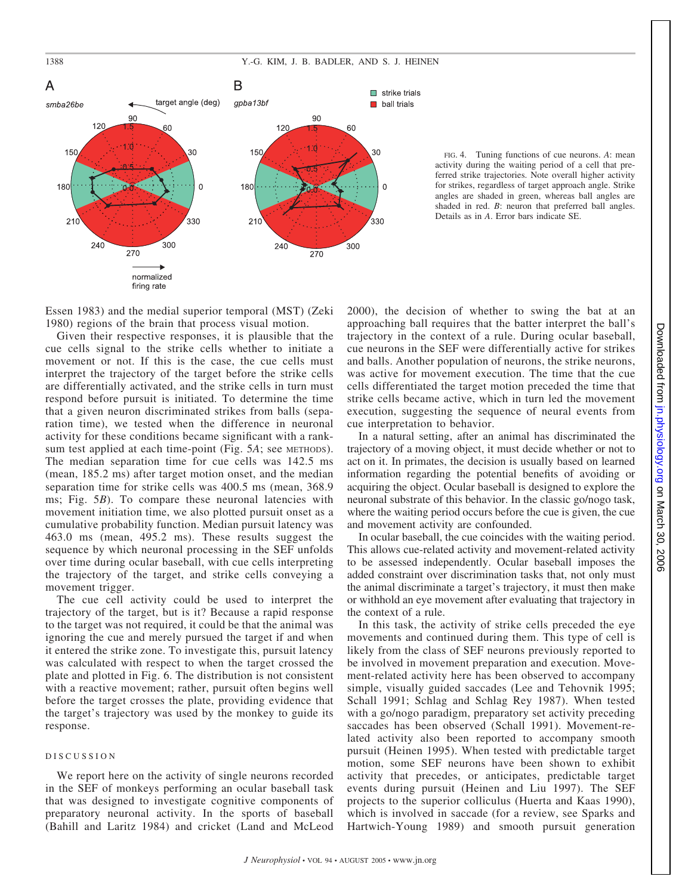A

smba26be

target angle (deg)

90
120
60
150
30
180
0
210
330
240
300
270
1.5
1.0
0.5
0.0

normalized firing rate

B

gpba13bf

strike trials

ball trials

90
120
60
150
30
180
0
210
330
240
300
270
1.5
1.0
0.5
0.0

FIG. 4. Tuning functions of cue neurons. *A*: mean activity during the waiting period of a cell that preferred strike trajectories. Note overall higher activity for strikes, regardless of target approach angle. Strike angles are shaded in green, whereas ball angles are shaded in red. *B*: neuron that preferred ball angles. Details as in *A*. Error bars indicate SE.

Essen 1983) and the medial superior temporal (MST) (Zeki 1980) regions of the brain that process visual motion.

Given their respective responses, it is plausible that the cue cells signal to the strike cells whether to initiate a movement or not. If this is the case, the cue cells must interpret the trajectory of the target before the strike cells are differentially activated, and the strike cells in turn must respond before pursuit is initiated. To determine the time that a given neuron discriminated strikes from balls (separation time), we tested when the difference in neuronal activity for these conditions became significant with a rank-sum test applied at each time-point (Fig. 5*A*; see METHODS). The median separation time for cue cells was 142.5 ms (mean, 185.2 ms) after target motion onset, and the median separation time for strike cells was 400.5 ms (mean, 368.9 ms; Fig. 5*B*). To compare these neuronal latencies with movement initiation time, we also plotted pursuit onset as a cumulative probability function. Median pursuit latency was 463.0 ms (mean, 495.2 ms). These results suggest the sequence by which neuronal processing in the SEF unfolds over time during ocular baseball, with cue cells interpreting the trajectory of the target, and strike cells conveying a movement trigger.

The cue cell activity could be used to interpret the trajectory of the target, but is it? Because a rapid response to the target was not required, it could be that the animal was ignoring the cue and merely pursued the target if and when it entered the strike zone. To investigate this, pursuit latency was calculated with respect to when the target crossed the plate and plotted in Fig. 6. The distribution is not consistent with a reactive movement; rather, pursuit often begins well before the target crosses the plate, providing evidence that the target's trajectory was used by the monkey to guide its response.

## DISCUSSION

We report here on the activity of single neurons recorded in the SEF of monkeys performing an ocular baseball task that was designed to investigate cognitive components of preparatory neuronal activity. In the sports of baseball (Bahill and Laritz 1984) and cricket (Land and McLeod 2000), the decision of whether to swing the bat at an approaching ball requires that the batter interpret the ball's trajectory in the context of a rule. During ocular baseball, cue neurons in the SEF were differentially active for strikes and balls. Another population of neurons, the strike neurons, was active for movement execution. The time that the cue cells differentiated the target motion preceded the time that strike cells became active, which in turn led the movement execution, suggesting the sequence of neural events from cue interpretation to behavior.

In a natural setting, after an animal has discriminated the trajectory of a moving object, it must decide whether or not to act on it. In primates, the decision is usually based on learned information regarding the potential benefits of avoiding or acquiring the object. Ocular baseball is designed to explore the neuronal substrate of this behavior. In the classic go/nogo task, where the waiting period occurs before the cue is given, the cue and movement activity are confounded.

In ocular baseball, the cue coincides with the waiting period. This allows cue-related activity and movement-related activity to be assessed independently. Ocular baseball imposes the added constraint over discrimination tasks that, not only must the animal discriminate a target's trajectory, it must then make or withhold an eye movement after evaluating that trajectory in the context of a rule.

In this task, the activity of strike cells preceded the eye movements and continued during them. This type of cell is likely from the class of SEF neurons previously reported to be involved in movement preparation and execution. Movement-related activity here has been observed to accompany simple, visually guided saccades (Lee and Tehovnik 1995; Schall 1991; Schlag and Schlag Rey 1987). When tested with a go/nogo paradigm, preparatory set activity preceding saccades has been observed (Schall 1991). Movement-related activity also been reported to accompany smooth pursuit (Heinen 1995). When tested with predictable target motion, some SEF neurons have been shown to exhibit activity that precedes, or anticipates, predictable target events during pursuit (Heinen and Liu 1997). The SEF projects to the superior colliculus (Huerta and Kaas 1990), which is involved in saccade (for a review, see Sparks and Hartwich-Young 1989) and smooth pursuit generation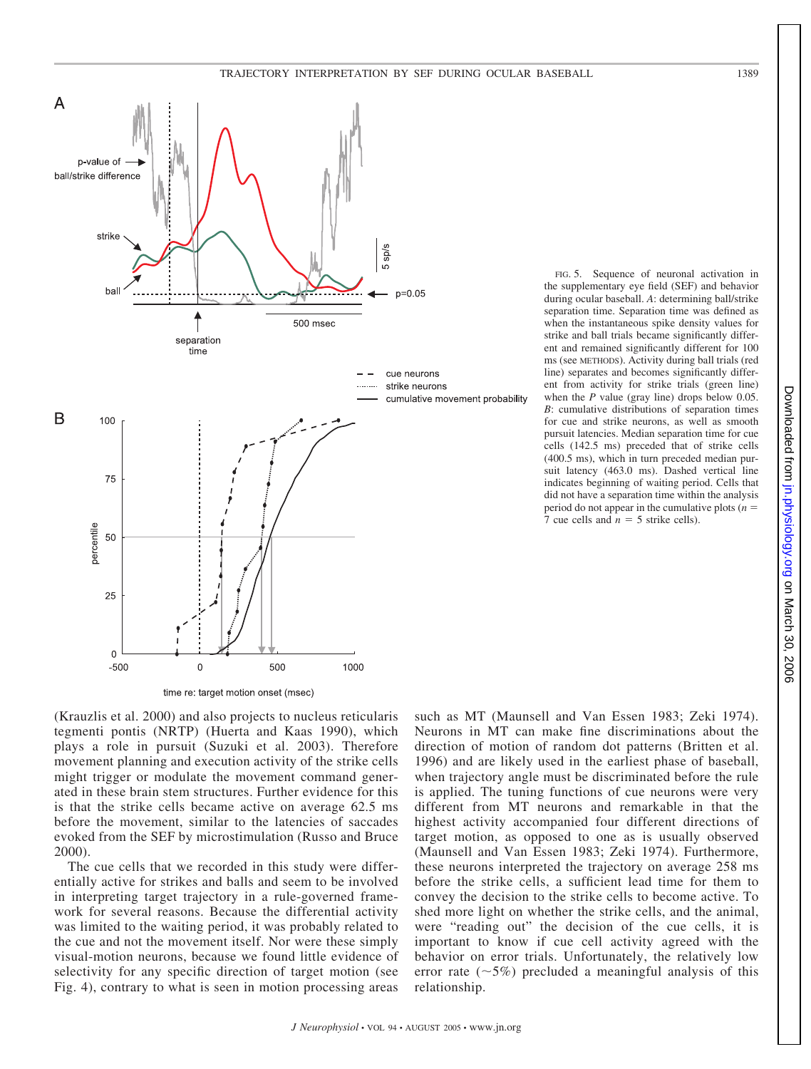FIG. 5. Sequence of neuronal activation in the supplementary eye field (SEF) and behavior during ocular baseball. *A*: determining ball/strike separation time. Separation time was defined as when the instantaneous spike density values for strike and ball trials became significantly different and remained significantly different for 100 ms (see METHODS). Activity during ball trials (red line) separates and becomes significantly different from activity for strike trials (green line) when the *P* value (gray line) drops below 0.05. *B*: cumulative distributions of separation times for cue and strike neurons, as well as smooth pursuit latencies. Median separation time for cue cells (142.5 ms) preceded that of strike cells (400.5 ms), which in turn preceded median pursuit latency (463.0 ms). Dashed vertical line indicates beginning of waiting period. Cells that did not have a separation time within the analysis period do not appear in the cumulative plots ($n$ = 7 cue cells and $n$ = 5 strike cells).

(Krauzlis et al. 2000) and also projects to nucleus reticularis tegmenti pontis (NRTP) (Huerta and Kaas 1990), which plays a role in pursuit (Suzuki et al. 2003). Therefore movement planning and execution activity of the strike cells might trigger or modulate the movement command generated in these brain stem structures. Further evidence for this is that the strike cells became active on average 62.5 ms before the movement, similar to the latencies of saccades evoked from the SEF by microstimulation (Russo and Bruce 2000).

The cue cells that we recorded in this study were differentially active for strikes and balls and seem to be involved in interpreting target trajectory in a rule-governed framework for several reasons. Because the differential activity was limited to the waiting period, it was probably related to the cue and not the movement itself. Nor were these simply visual-motion neurons, because we found little evidence of selectivity for any specific direction of target motion (see Fig. 4), contrary to what is seen in motion processing areas such as MT (Maunsell and Van Essen 1983; Zeki 1974). Neurons in MT can make fine discriminations about the direction of motion of random dot patterns (Britten et al. 1996) and are likely used in the earliest phase of baseball, when trajectory angle must be discriminated before the rule is applied. The tuning functions of cue neurons were very different from MT neurons and remarkable in that the highest activity accompanied four different directions of target motion, as opposed to one as is usually observed (Maunsell and Van Essen 1983; Zeki 1974). Furthermore, these neurons interpreted the trajectory on average 258 ms before the strike cells, a sufficient lead time for them to convey the decision to the strike cells to become active. To shed more light on whether the strike cells, and the animal, were "reading out" the decision of the cue cells, it is important to know if cue cell activity agreed with the behavior on error trials. Unfortunately, the relatively low error rate (~5%) precluded a meaningful analysis of this relationship.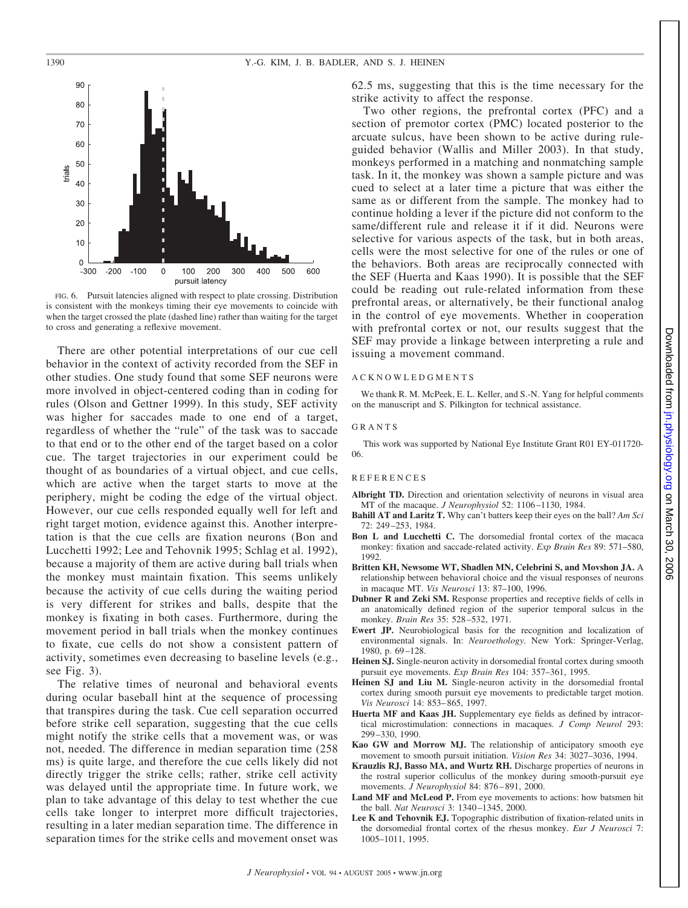90
80
70
60
50
40
30
20
10
0
trials
-300 -200 -100 0 100 200 300 400 500 600
pursuit latency

FIG. 6. Pursuit latencies aligned with respect to plate crossing. Distribution is consistent with the monkeys timing their eye movements to coincide with when the target crossed the plate (dashed line) rather than waiting for the target to cross and generating a reflexive movement.

There are other potential interpretations of our cue cell behavior in the context of activity recorded from the SEF in other studies. One study found that some SEF neurons were more involved in object-centered coding than in coding for rules (Olson and Gettner 1999). In this study, SEF activity was higher for saccades made to one end of a target, regardless of whether the "rule" of the task was to saccade to that end or to the other end of the target based on a color cue. The target trajectories in our experiment could be thought of as boundaries of a virtual object, and cue cells, which are active when the target starts to move at the periphery, might be coding the edge of the virtual object. However, our cue cells responded equally well for left and right target motion, evidence against this. Another interpretation is that the cue cells are fixation neurons (Bon and Lucchetti 1992; Lee and Tehovnik 1995; Schlag et al. 1992), because a majority of them are active during ball trials when the monkey must maintain fixation. This seems unlikely because the activity of cue cells during the waiting period is very different for strikes and balls, despite that the monkey is fixating in both cases. Furthermore, during the movement period in ball trials when the monkey continues to fixate, cue cells do not show a consistent pattern of activity, sometimes even decreasing to baseline levels (e.g., see Fig. 3).

The relative times of neuronal and behavioral events during ocular baseball hint at the sequence of processing that transpires during the task. Cue cell separation occurred before strike cell separation, suggesting that the cue cells might notify the strike cells that a movement was, or was not, needed. The difference in median separation time (258 ms) is quite large, and therefore the cue cells likely did not directly trigger the strike cells; rather, strike cell activity was delayed until the appropriate time. In future work, we plan to take advantage of this delay to test whether the cue cells take longer to interpret more difficult trajectories, resulting in a later median separation time. The difference in separation times for the strike cells and movement onset was 62.5 ms, suggesting that this is the time necessary for the strike activity to affect the response.

Two other regions, the prefrontal cortex (PFC) and a section of premotor cortex (PMC) located posterior to the arcuate sulcus, have been shown to be active during rule-guided behavior (Wallis and Miller 2003). In that study, monkeys performed in a matching and nonmatching sample task. In it, the monkey was shown a sample picture and was cued to select at a later time a picture that was either the same as or different from the sample. The monkey had to continue holding a lever if the picture did not conform to the same/different rule and release it if it did. Neurons were selective for various aspects of the task, but in both areas, cells were the most selective for one of the rules or one of the behaviors. Both areas are reciprocally connected with the SEF (Huerta and Kaas 1990). It is possible that the SEF could be reading out rule-related information from these prefrontal areas, or alternatively, be their functional analog in the control of eye movements. Whether in cooperation with prefrontal cortex or not, our results suggest that the SEF may provide a linkage between interpreting a rule and issuing a movement command.

## ACKNOWLEDGMENTS

We thank R. M. McPeek, E. L. Keller, and S.-N. Yang for helpful comments on the manuscript and S. Pilkington for technical assistance.

## GRANTS

This work was supported by National Eye Institute Grant R01 EY-011720-06.

## REFERENCES

**Albright TD.** Direction and orientation selectivity of neurons in visual area MT of the macaque. *J Neurophysiol* 52: 1106–1130, 1984.

**Bahill AT and Laritz T.** Why can't batters keep their eyes on the ball? *Am Sci* 72: 249–253, 1984.

**Bon L and Lucchetti C.** The dorsomedial frontal cortex of the macaca monkey: fixation and saccade-related activity. *Exp Brain Res* 89: 571–580, 1992.

**Britten KH, Newsome WT, Shadlen MN, Celebrini S, and Movshon JA.** A relationship between behavioral choice and the visual responses of neurons in macaque MT. *Vis Neurosci* 13: 87–100, 1996.

**Dubner R and Zeki SM.** Response properties and receptive fields of cells in an anatomically defined region of the superior temporal sulcus in the monkey. *Brain Res* 35: 528–532, 1971.

**Ewert JP.** Neurobiological basis for the recognition and localization of environmental signals. In: *Neuroethology*. New York: Springer-Verlag, 1980, p. 69–128.

**Heinen SJ.** Single-neuron activity in dorsomedial frontal cortex during smooth pursuit eye movements. *Exp Brain Res* 104: 357–361, 1995.

**Heinen SJ and Liu M.** Single-neuron activity in the dorsomedial frontal cortex during smooth pursuit eye movements to predictable target motion. *Vis Neurosci* 14: 853–865, 1997.

**Huerta MF and Kaas JH.** Supplementary eye fields as defined by intracortical microstimulation: connections in macaques. *J Comp Neurol* 293: 299–330, 1990.

**Kao GW and Morrow MJ.** The relationship of anticipatory smooth eye movement to smooth pursuit initiation. *Vision Res* 34: 3027–3036, 1994.

**Krauzlis RJ, Basso MA, and Wurtz RH.** Discharge properties of neurons in the rostral superior colliculus of the monkey during smooth-pursuit eye movements. *J Neurophysiol* 84: 876–891, 2000.

**Land MF and McLeod P.** From eye movements to actions: how batsmen hit the ball. *Nat Neurosci* 3: 1340–1345, 2000.

**Lee K and Tehovnik EJ.** Topographic distribution of fixation-related units in the dorsomedial frontal cortex of the rhesus monkey. *Eur J Neurosci* 7: 1005–1011, 1995.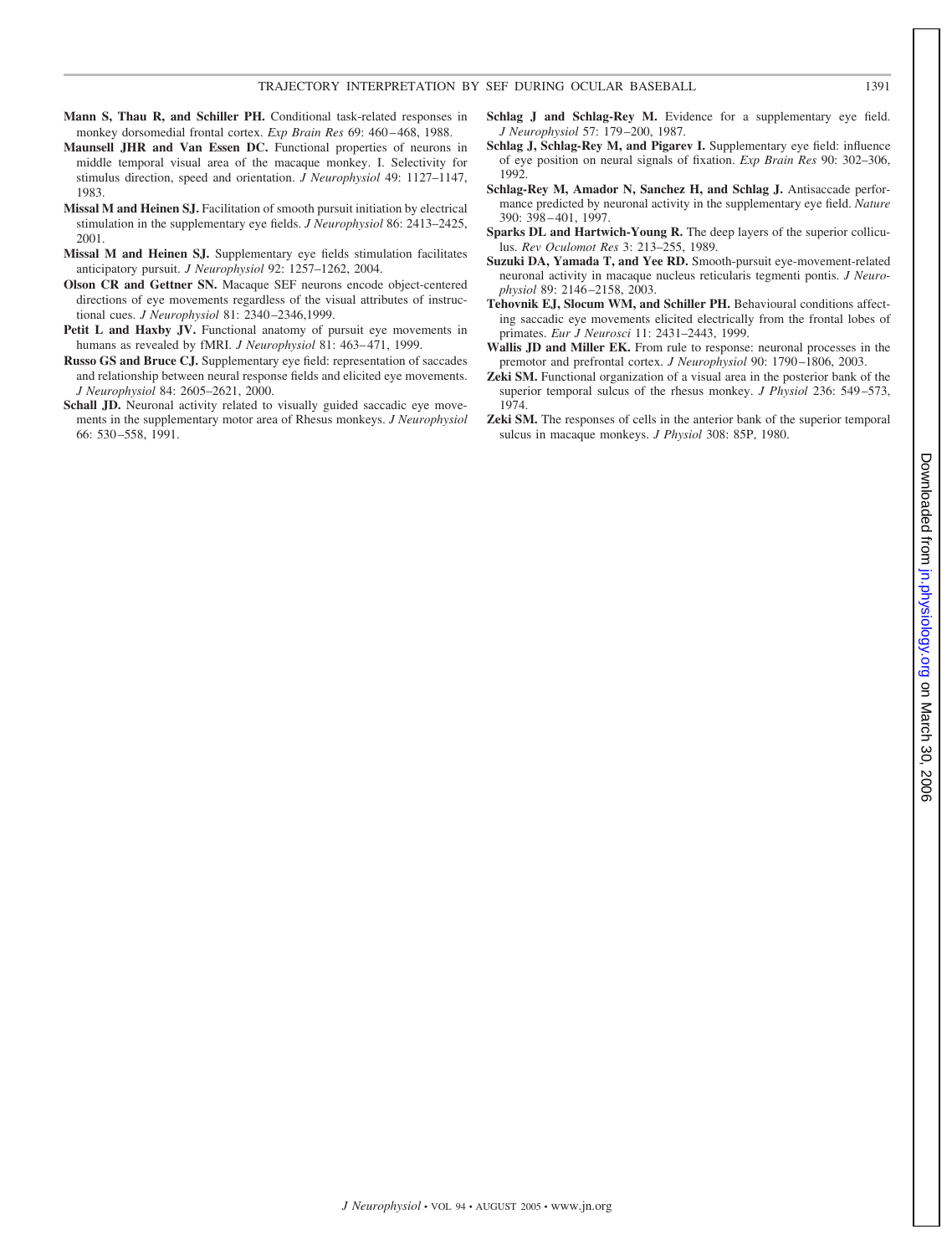**Mann S, Thau R, and Schiller PH.** Conditional task-related responses in monkey dorsomedial frontal cortex. *Exp Brain Res* 69: 460–468, 1988.

**Maunsell JHR and Van Essen DC.** Functional properties of neurons in middle temporal visual area of the macaque monkey. I. Selectivity for stimulus direction, speed and orientation. *J Neurophysiol* 49: 1127–1147, 1983.

**Missal M and Heinen SJ.** Facilitation of smooth pursuit initiation by electrical stimulation in the supplementary eye fields. *J Neurophysiol* 86: 2413–2425, 2001.

**Missal M and Heinen SJ.** Supplementary eye fields stimulation facilitates anticipatory pursuit. *J Neurophysiol* 92: 1257–1262, 2004.

**Olson CR and Gettner SN.** Macaque SEF neurons encode object-centered directions of eye movements regardless of the visual attributes of instructional cues. *J Neurophysiol* 81: 2340–2346,1999.

**Petit L and Haxby JV.** Functional anatomy of pursuit eye movements in humans as revealed by fMRI. *J Neurophysiol* 81: 463–471, 1999.

**Russo GS and Bruce CJ.** Supplementary eye field: representation of saccades and relationship between neural response fields and elicited eye movements. *J Neurophysiol* 84: 2605–2621, 2000.

**Schall JD.** Neuronal activity related to visually guided saccadic eye movements in the supplementary motor area of Rhesus monkeys. *J Neurophysiol* 66: 530–558, 1991.

**Schlag J and Schlag-Rey M.** Evidence for a supplementary eye field. *J Neurophysiol* 57: 179–200, 1987.

**Schlag J, Schlag-Rey M, and Pigarev I.** Supplementary eye field: influence of eye position on neural signals of fixation. *Exp Brain Res* 90: 302–306, 1992.

**Schlag-Rey M, Amador N, Sanchez H, and Schlag J.** Antisaccade performance predicted by neuronal activity in the supplementary eye field. *Nature* 390: 398–401, 1997.

**Sparks DL and Hartwich-Young R.** The deep layers of the superior colliculus. *Rev Oculomot Res* 3: 213–255, 1989.

**Suzuki DA, Yamada T, and Yee RD.** Smooth-pursuit eye-movement-related neuronal activity in macaque nucleus reticularis tegmenti pontis. *J Neurophysiol* 89: 2146–2158, 2003.

**Tehovnik EJ, Slocum WM, and Schiller PH.** Behavioural conditions affecting saccadic eye movements elicited electrically from the frontal lobes of primates. *Eur J Neurosci* 11: 2431–2443, 1999.

**Wallis JD and Miller EK.** From rule to response: neuronal processes in the premotor and prefrontal cortex. *J Neurophysiol* 90: 1790–1806, 2003.

**Zeki SM.** Functional organization of a visual area in the posterior bank of the superior temporal sulcus of the rhesus monkey. *J Physiol* 236: 549–573, 1974.

**Zeki SM.** The responses of cells in the anterior bank of the superior temporal sulcus in macaque monkeys. *J Physiol* 308: 85P, 1980.